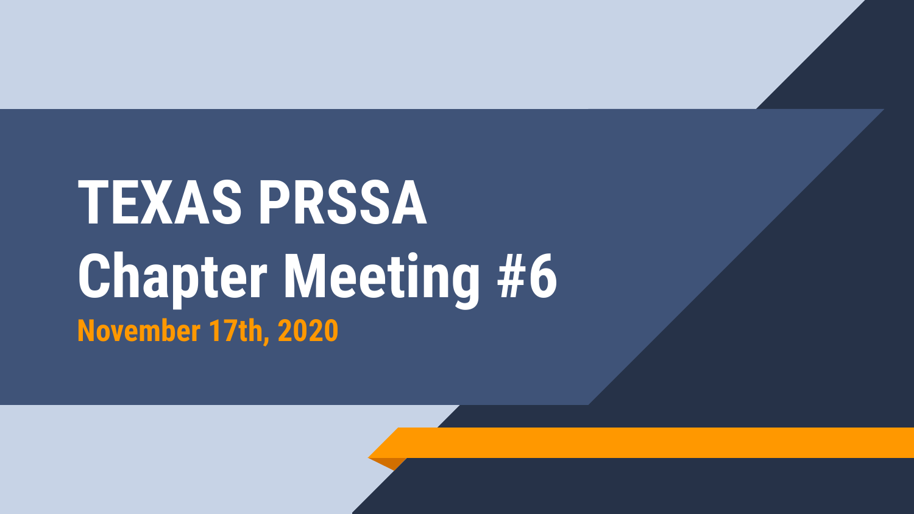# TEXAS PRSSA
# Chapter Meeting #6

**November 17th, 2020**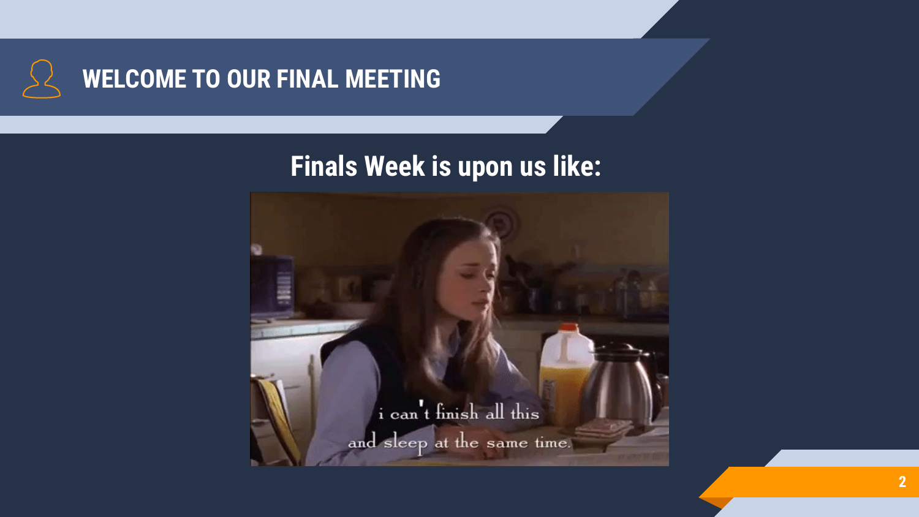# WELCOME TO OUR FINAL MEETING

## Finals Week is upon us like:

i can't finish all this
and sleep at the same time.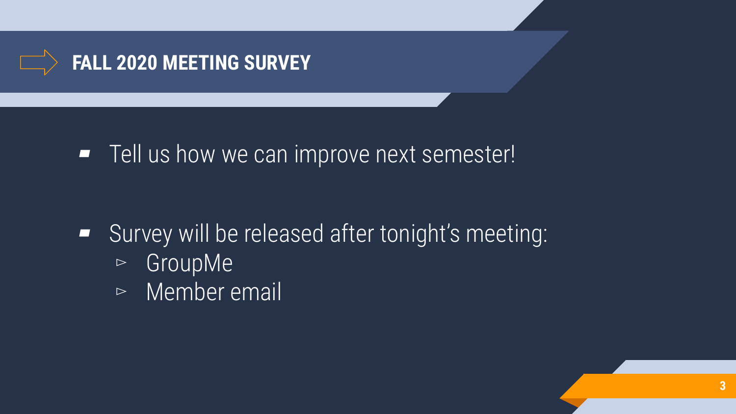# FALL 2020 MEETING SURVEY

- Tell us how we can improve next semester!

- Survey will be released after tonight's meeting:
  - GroupMe
  - Member email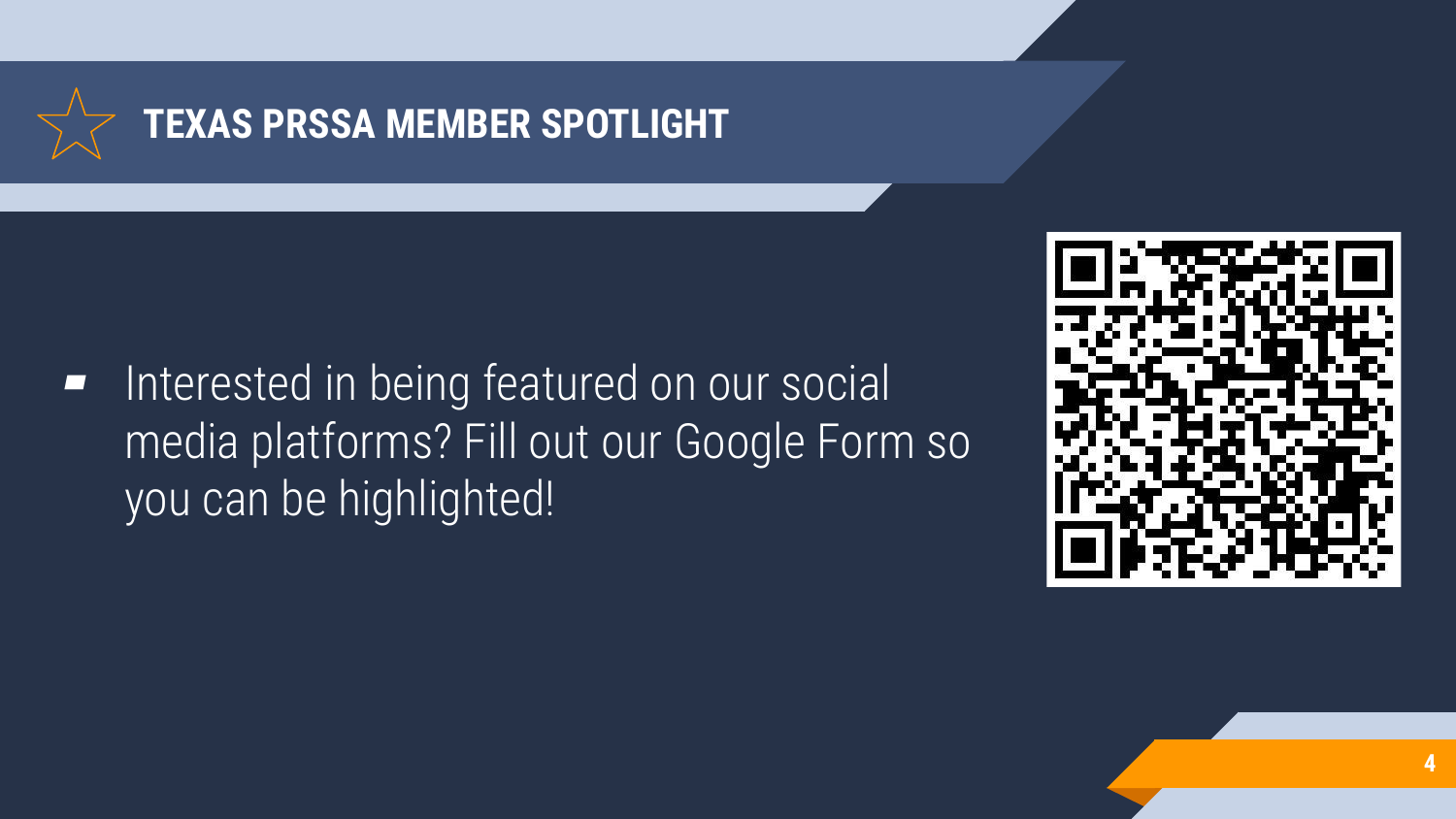## TEXAS PRSSA MEMBER SPOTLIGHT

- Interested in being featured on our social media platforms? Fill out our Google Form so you can be highlighted!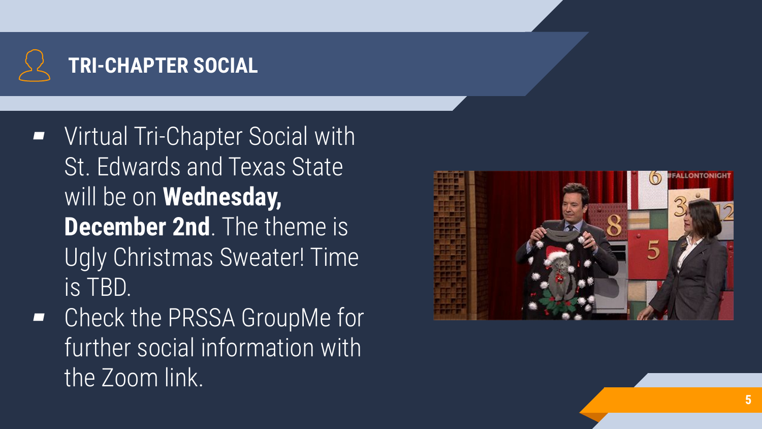## TRI-CHAPTER SOCIAL

- Virtual Tri-Chapter Social with St. Edwards and Texas State will be on **Wednesday, December 2nd**. The theme is Ugly Christmas Sweater! Time is TBD.
- Check the PRSSA GroupMe for further social information with the Zoom link.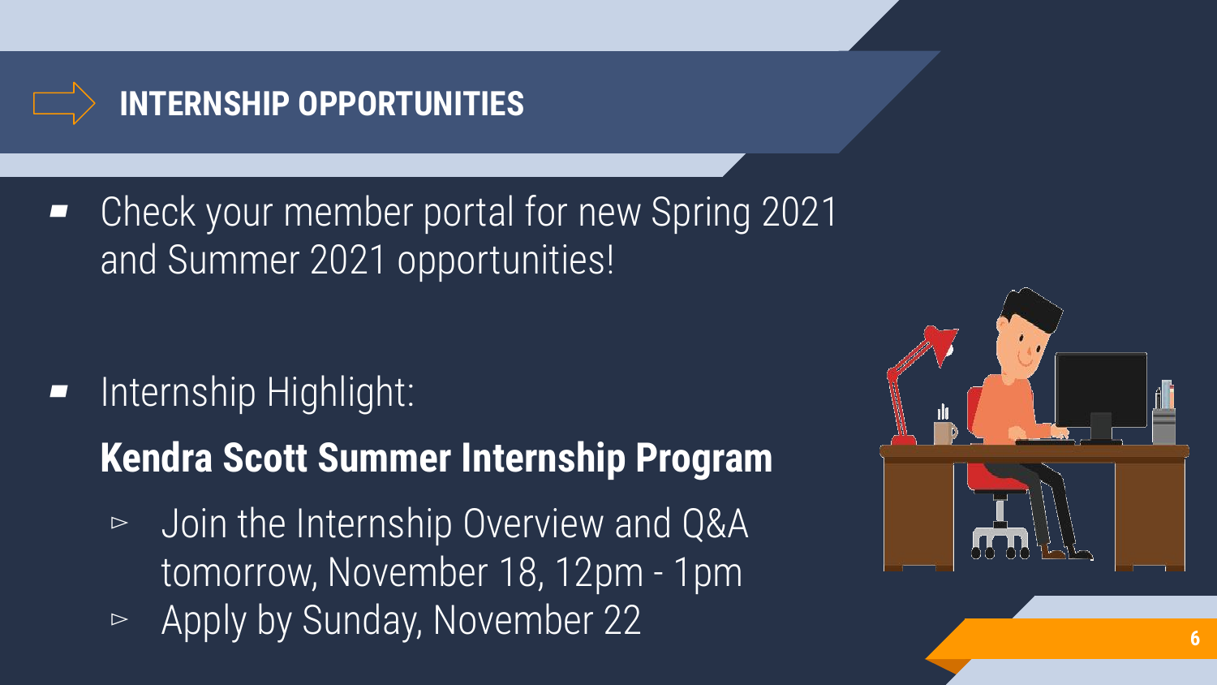# INTERNSHIP OPPORTUNITIES

- Check your member portal for new Spring 2021 and Summer 2021 opportunities!

- Internship Highlight:

  **Kendra Scott Summer Internship Program**

  - Join the Internship Overview and Q&A tomorrow, November 18, 12pm - 1pm
  - Apply by Sunday, November 22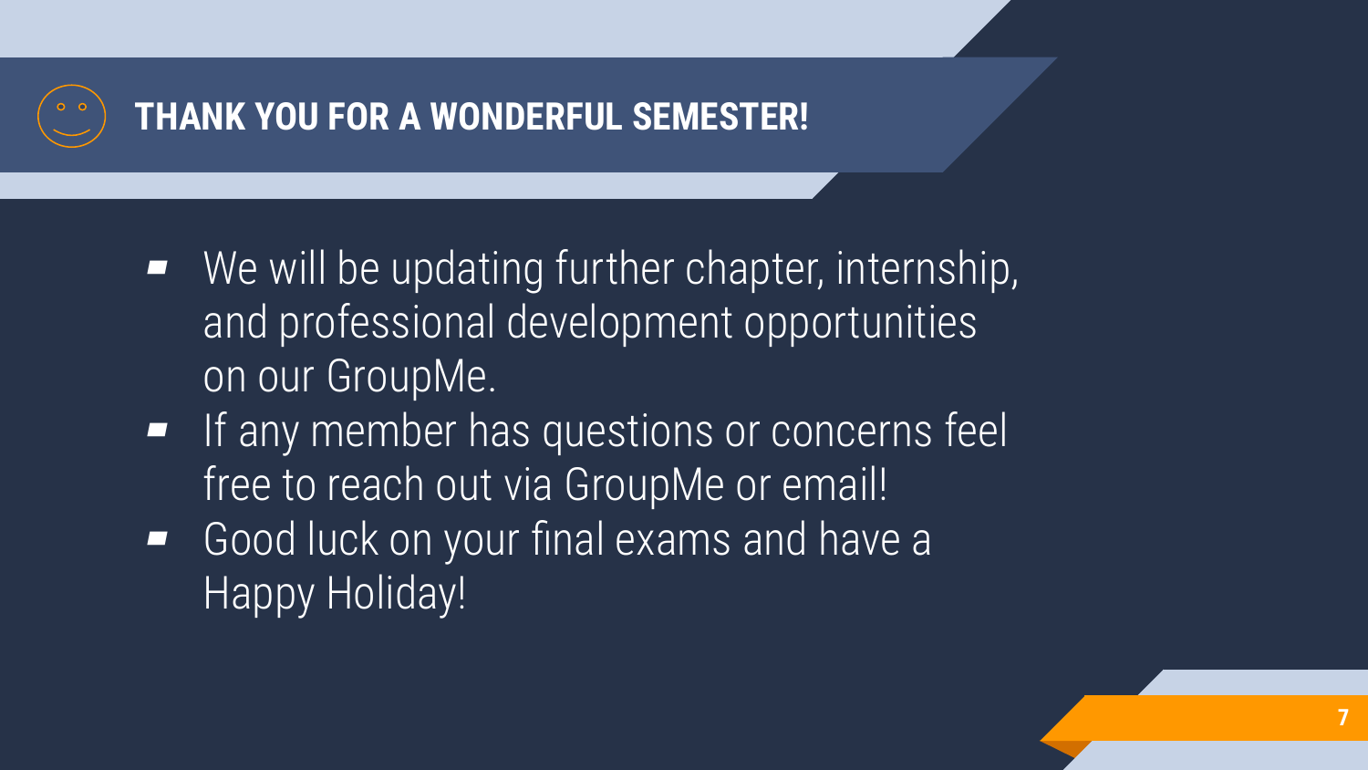# THANK YOU FOR A WONDERFUL SEMESTER!

- We will be updating further chapter, internship, and professional development opportunities on our GroupMe.
- If any member has questions or concerns feel free to reach out via GroupMe or email!
- Good luck on your final exams and have a Happy Holiday!